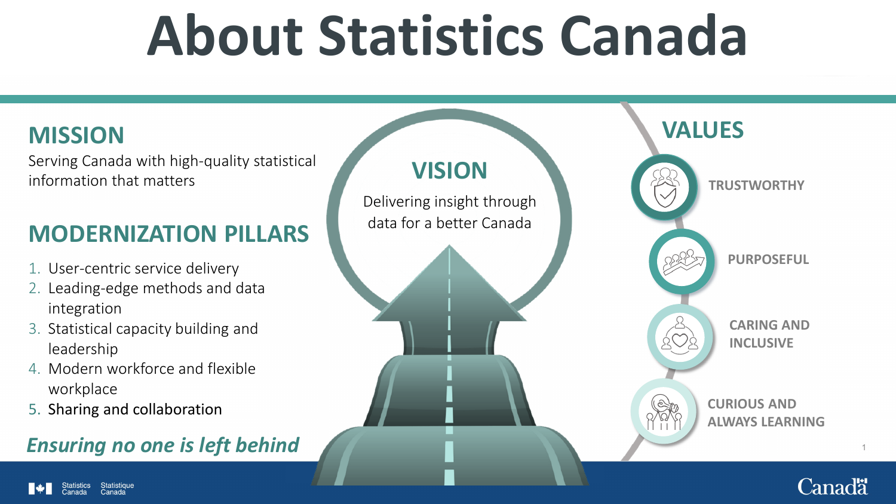# About Statistics Canada

## MISSION

Serving Canada with high-quality statistical information that matters

## MODERNIZATION PILLARS

1. User-centric service delivery
2. Leading-edge methods and data integration
3. Statistical capacity building and leadership
4. Modern workforce and flexible workplace
5. Sharing and collaboration

***Ensuring no one is left behind***

## VISION

Delivering insight through data for a better Canada

## VALUES

- TRUSTWORTHY
- PURPOSEFUL
- CARING AND INCLUSIVE
- CURIOUS AND ALWAYS LEARNING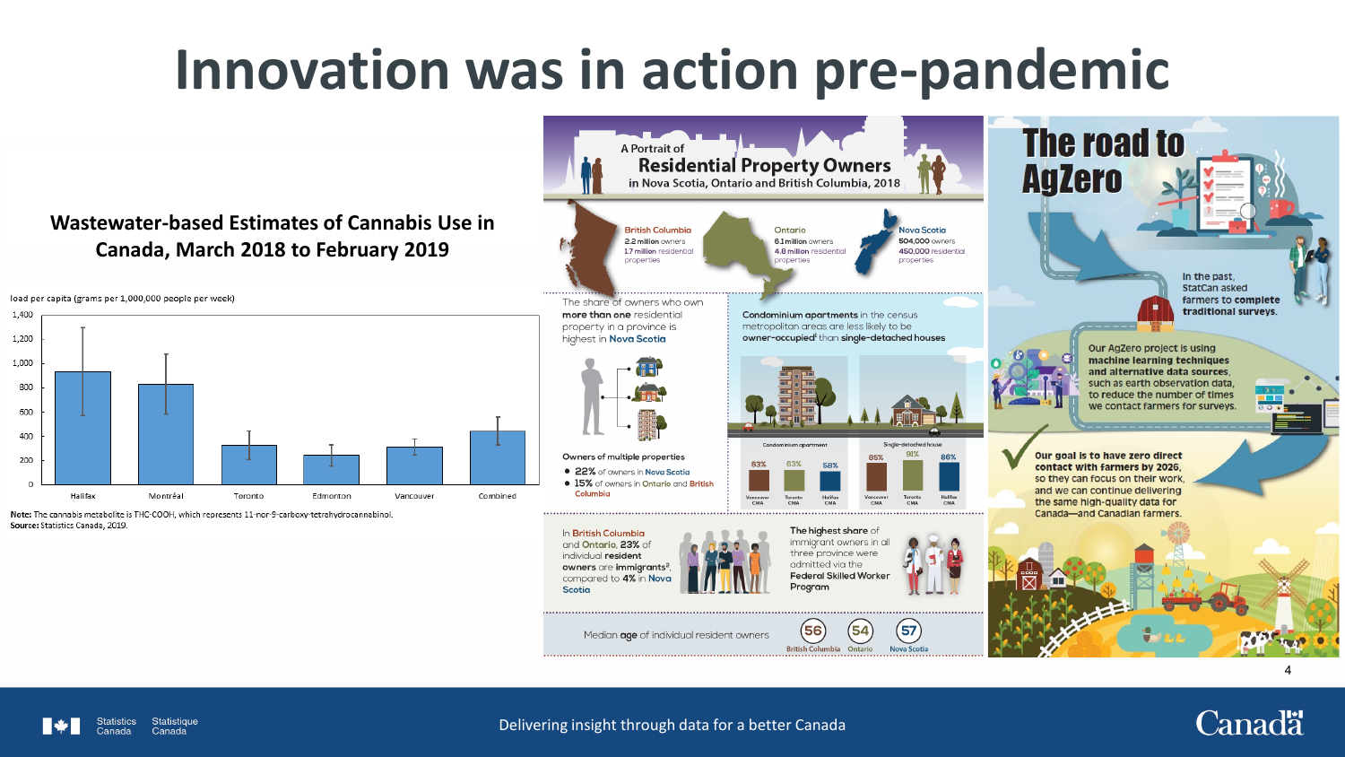# Innovation was in action pre-pandemic

## Wastewater-based Estimates of Cannabis Use in Canada, March 2018 to February 2019

load per capita (grams per 1,000,000 people per week)

| Location | Load per capita (approx.) |
|---|---|
| Halifax | ~930 |
| Montréal | ~830 |
| Toronto | ~330 |
| Edmonton | ~250 |
| Vancouver | ~310 |
| Combined | ~440 |

**Note:** The cannabis metabolite is THC-COOH, which represents 11-nor-9-carboxy-tetrahydrocannabinol.
**Source:** Statistics Canada, 2019.

## A Portrait of Residential Property Owners in Nova Scotia, Ontario and British Columbia, 2018

**British Columbia**: 2.2 million owners, 1.7 million residential properties

**Ontario**: 6.1 million owners, 4.8 million residential properties

**Nova Scotia**: 504,000 owners, 450,000 residential properties

The share of owners who own **more than one** residential property in a province is highest in **Nova Scotia**

**Owners of multiple properties**
- **22%** of owners in **Nova Scotia**
- **15%** of owners in **Ontario** and **British Columbia**

**Condominium apartments** in the census metropolitan areas are less likely to be **owner-occupied**[1] than **single-detached houses**

| | Vancouver CMA | Toronto CMA | Halifax CMA |
|---|---|---|---|
| Condominium apartment | 63% | 63% | 58% |
| Single-detached house | 85% | 91% | 86% |

In **British Columbia** and **Ontario**, **23%** of individual **resident owners** are **immigrants**[2], compared to **4%** in **Nova Scotia**

The highest share of immigrant owners in all three province were admitted via the **Federal Skilled Worker Program**

Median **age** of individual resident owners: **56** British Columbia, **54** Ontario, **57** Nova Scotia

## The road to AgZero

In the past, StatCan asked farmers to complete traditional surveys.

Our AgZero project is using **machine learning techniques** and **alternative data sources**, such as earth observation data, to reduce the number of times we contact farmers for surveys.

Our goal is to have zero direct contact with farmers by 2026, so they can focus on their work, and we can continue delivering the same high-quality data for Canada—and Canadian farmers.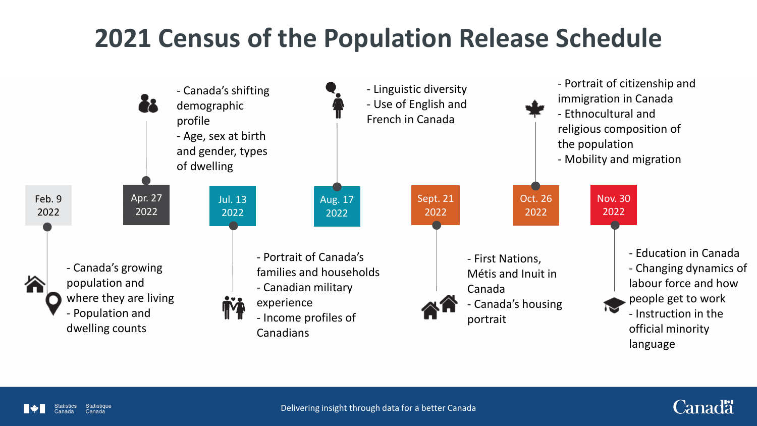# 2021 Census of the Population Release Schedule

**Feb. 9 2022**
- Canada's growing population and where they are living
- Population and dwelling counts

**Apr. 27 2022**
- Canada's shifting demographic profile
- Age, sex at birth and gender, types of dwelling

**Jul. 13 2022**
- Portrait of Canada's families and households
- Canadian military experience
- Income profiles of Canadians

**Aug. 17 2022**
- Linguistic diversity
- Use of English and French in Canada

**Sept. 21 2022**
- First Nations, Métis and Inuit in Canada
- Canada's housing portrait

**Oct. 26 2022**
- Portrait of citizenship and immigration in Canada
- Ethnocultural and religious composition of the population
- Mobility and migration

**Nov. 30 2022**
- Education in Canada
- Changing dynamics of labour force and how people get to work
- Instruction in the official minority language

Delivering insight through data for a better Canada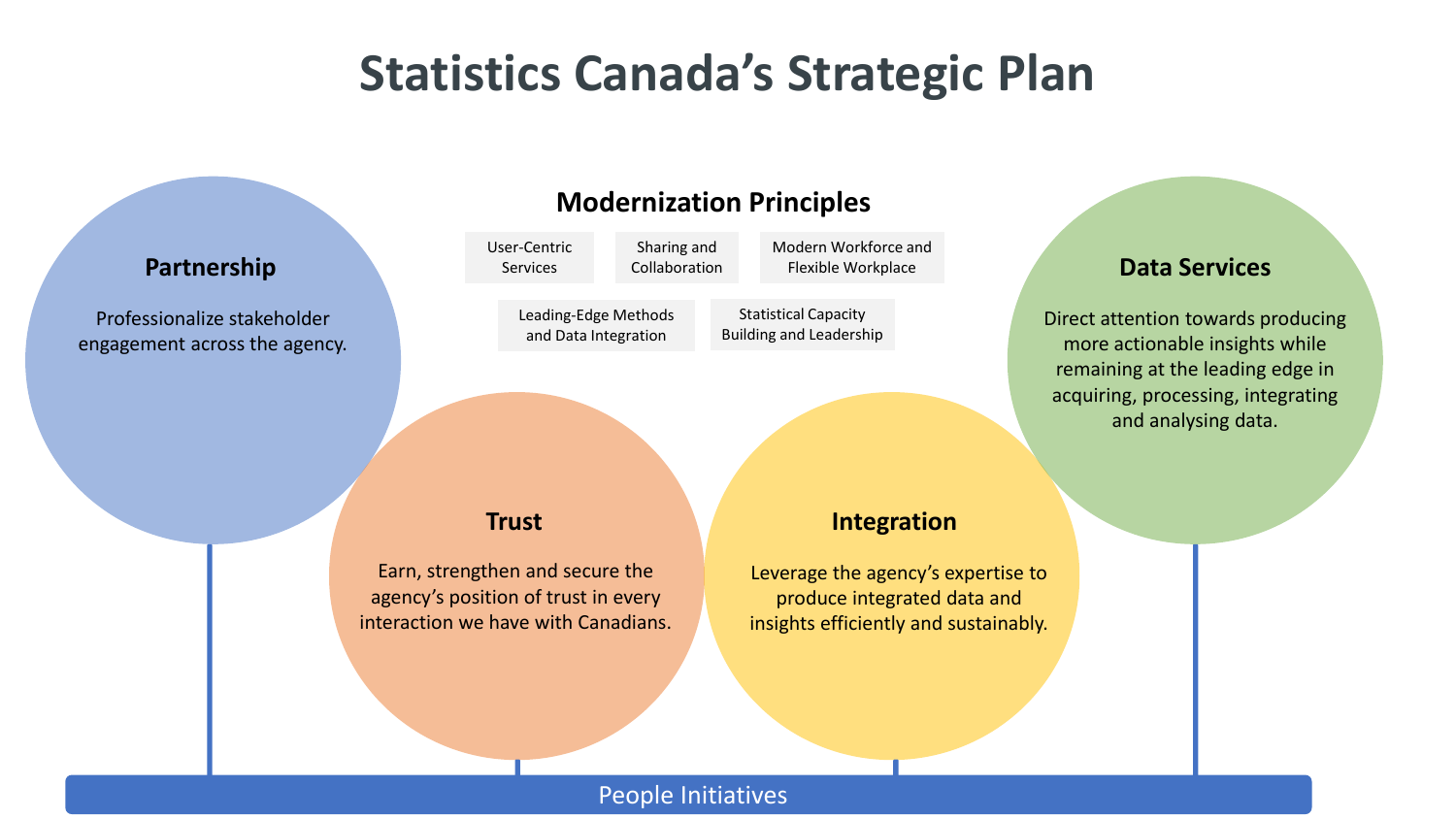# Statistics Canada’s Strategic Plan

## Modernization Principles

- User-Centric Services
- Sharing and Collaboration
- Modern Workforce and Flexible Workplace
- Leading-Edge Methods and Data Integration
- Statistical Capacity Building and Leadership

### Partnership

Professionalize stakeholder engagement across the agency.

### Trust

Earn, strengthen and secure the agency’s position of trust in every interaction we have with Canadians.

### Integration

Leverage the agency’s expertise to produce integrated data and insights efficiently and sustainably.

### Data Services

Direct attention towards producing more actionable insights while remaining at the leading edge in acquiring, processing, integrating and analysing data.

People Initiatives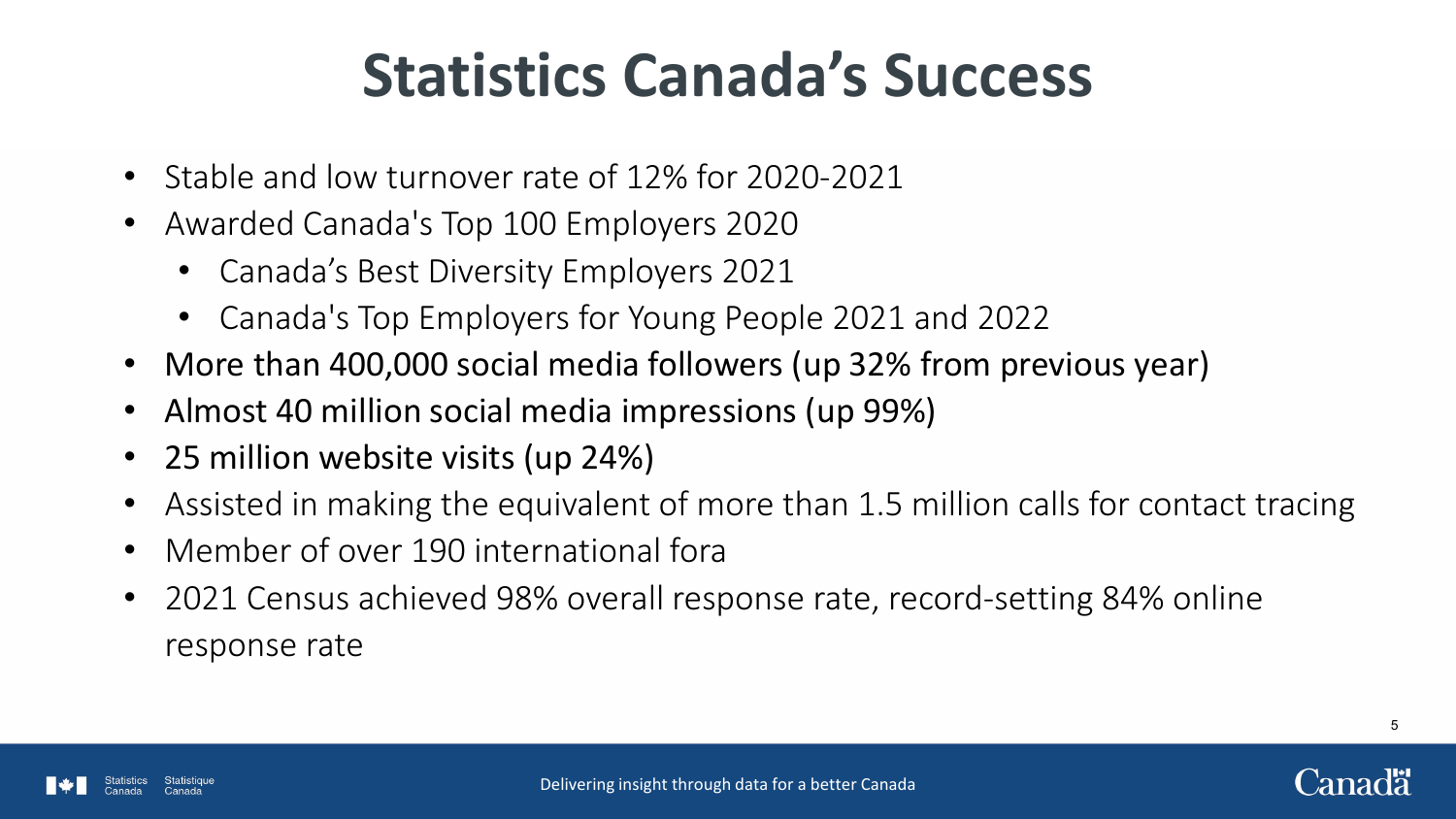# Statistics Canada's Success

- Stable and low turnover rate of 12% for 2020-2021
- Awarded Canada's Top 100 Employers 2020
  - Canada's Best Diversity Employers 2021
  - Canada's Top Employers for Young People 2021 and 2022
- More than 400,000 social media followers (up 32% from previous year)
- Almost 40 million social media impressions (up 99%)
- 25 million website visits (up 24%)
- Assisted in making the equivalent of more than 1.5 million calls for contact tracing
- Member of over 190 international fora
- 2021 Census achieved 98% overall response rate, record-setting 84% online response rate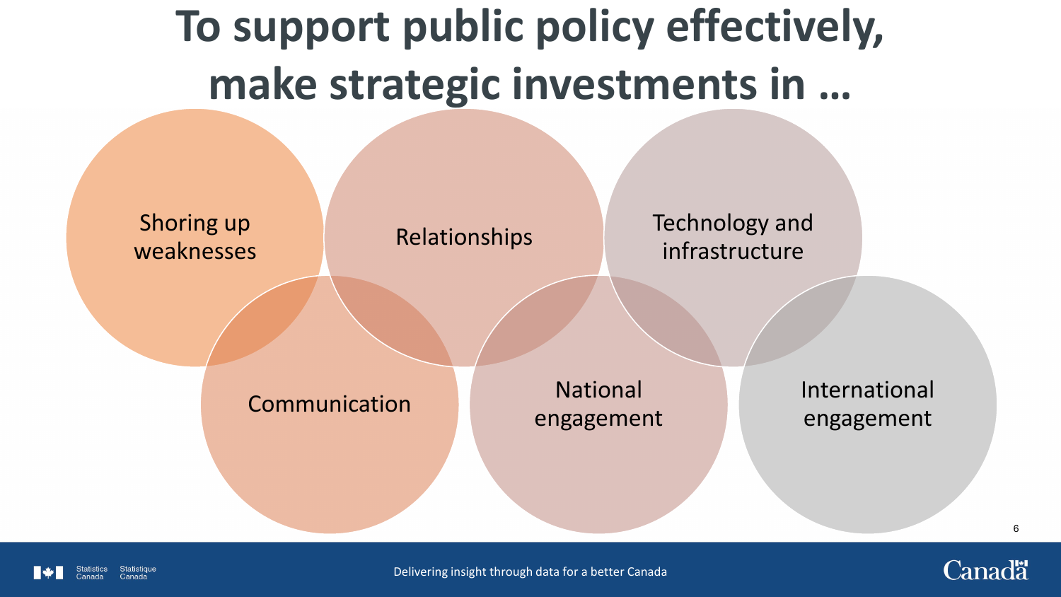# To support public policy effectively, make strategic investments in …

- Shoring up weaknesses
- Relationships
- Technology and infrastructure
- Communication
- National engagement
- International engagement